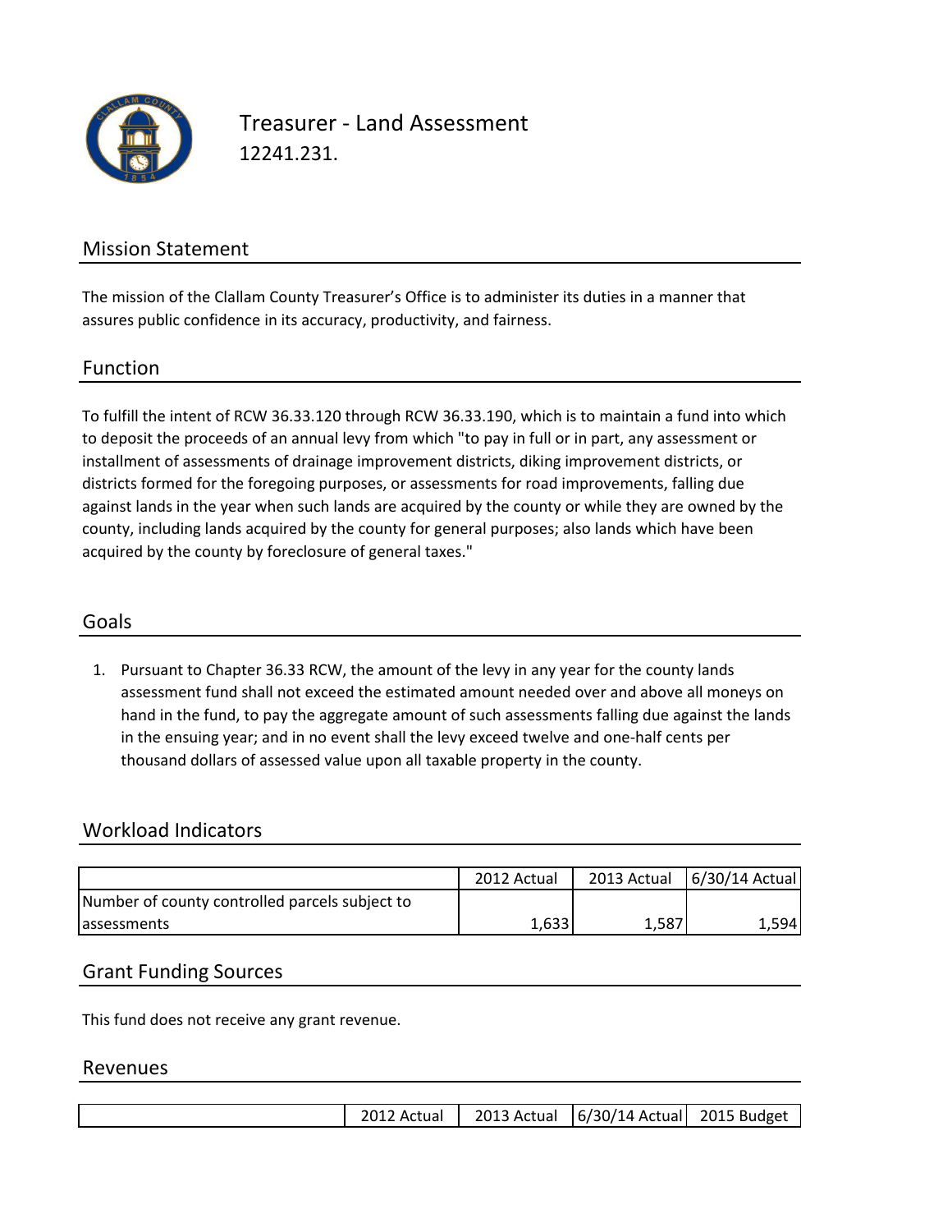# Treasurer - Land Assessment

12241.231.

## Mission Statement

The mission of the Clallam County Treasurer's Office is to administer its duties in a manner that assures public confidence in its accuracy, productivity, and fairness.

## Function

To fulfill the intent of RCW 36.33.120 through RCW 36.33.190, which is to maintain a fund into which to deposit the proceeds of an annual levy from which "to pay in full or in part, any assessment or installment of assessments of drainage improvement districts, diking improvement districts, or districts formed for the foregoing purposes, or assessments for road improvements, falling due against lands in the year when such lands are acquired by the county or while they are owned by the county, including lands acquired by the county for general purposes; also lands which have been acquired by the county by foreclosure of general taxes."

## Goals

1. Pursuant to Chapter 36.33 RCW, the amount of the levy in any year for the county lands assessment fund shall not exceed the estimated amount needed over and above all moneys on hand in the fund, to pay the aggregate amount of such assessments falling due against the lands in the ensuing year; and in no event shall the levy exceed twelve and one-half cents per thousand dollars of assessed value upon all taxable property in the county.

## Workload Indicators

| | 2012 Actual | 2013 Actual | 6/30/14 Actual |
|---|---|---|---|
| Number of county controlled parcels subject to assessments | 1,633 | 1,587 | 1,594 |

## Grant Funding Sources

This fund does not receive any grant revenue.

## Revenues

| | 2012 Actual | 2013 Actual | 6/30/14 Actual | 2015 Budget |
|---|---|---|---|---|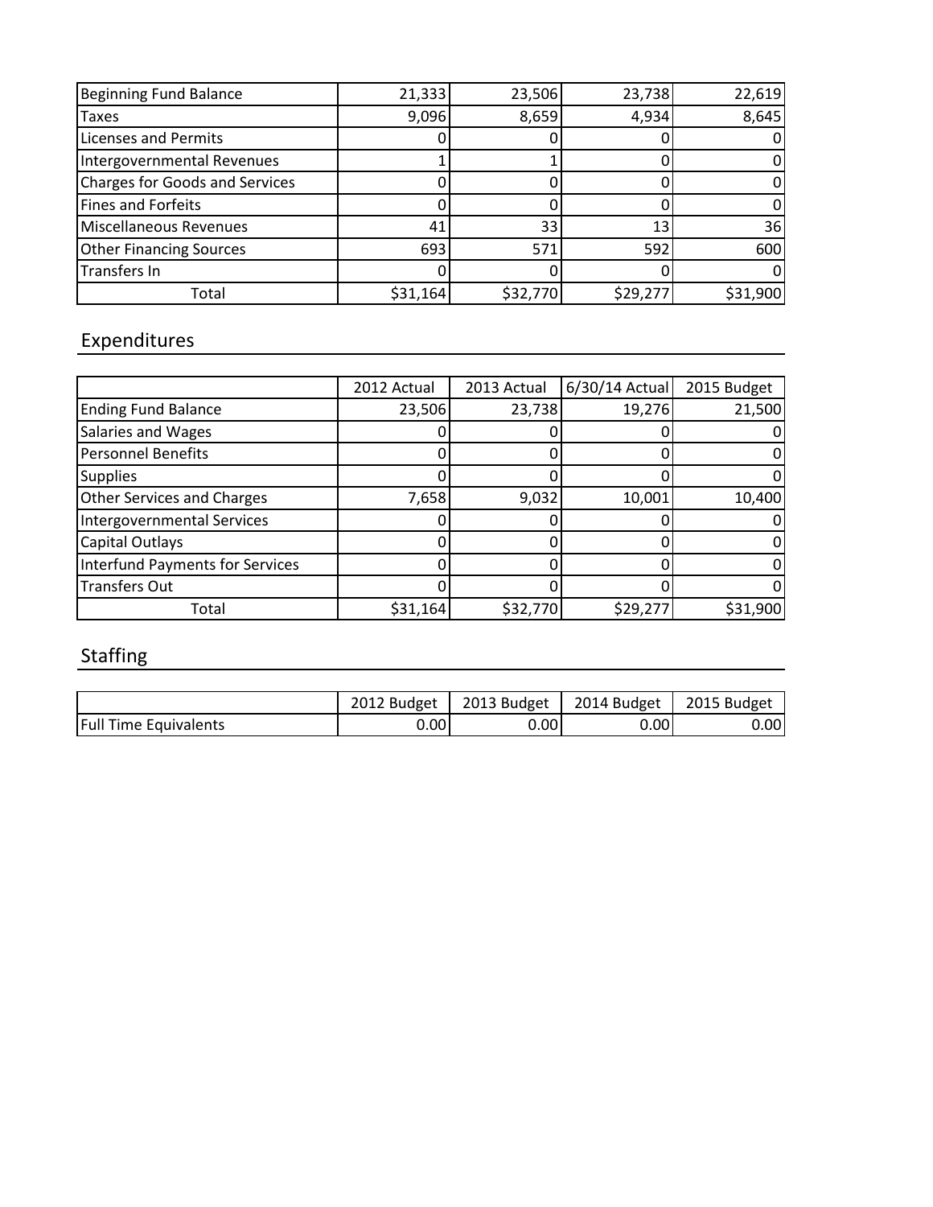| | | | | |
|---|---|---|---|---|
| Beginning Fund Balance | 21,333 | 23,506 | 23,738 | 22,619 |
| Taxes | 9,096 | 8,659 | 4,934 | 8,645 |
| Licenses and Permits | 0 | 0 | 0 | 0 |
| Intergovernmental Revenues | 1 | 1 | 0 | 0 |
| Charges for Goods and Services | 0 | 0 | 0 | 0 |
| Fines and Forfeits | 0 | 0 | 0 | 0 |
| Miscellaneous Revenues | 41 | 33 | 13 | 36 |
| Other Financing Sources | 693 | 571 | 592 | 600 |
| Transfers In | 0 | 0 | 0 | 0 |
| Total | $31,164 | $32,770 | $29,277 | $31,900 |

## Expenditures

| | 2012 Actual | 2013 Actual | 6/30/14 Actual | 2015 Budget |
|---|---|---|---|---|
| Ending Fund Balance | 23,506 | 23,738 | 19,276 | 21,500 |
| Salaries and Wages | 0 | 0 | 0 | 0 |
| Personnel Benefits | 0 | 0 | 0 | 0 |
| Supplies | 0 | 0 | 0 | 0 |
| Other Services and Charges | 7,658 | 9,032 | 10,001 | 10,400 |
| Intergovernmental Services | 0 | 0 | 0 | 0 |
| Capital Outlays | 0 | 0 | 0 | 0 |
| Interfund Payments for Services | 0 | 0 | 0 | 0 |
| Transfers Out | 0 | 0 | 0 | 0 |
| Total | $31,164 | $32,770 | $29,277 | $31,900 |

## Staffing

| | 2012 Budget | 2013 Budget | 2014 Budget | 2015 Budget |
|---|---|---|---|---|
| Full Time Equivalents | 0.00 | 0.00 | 0.00 | 0.00 |